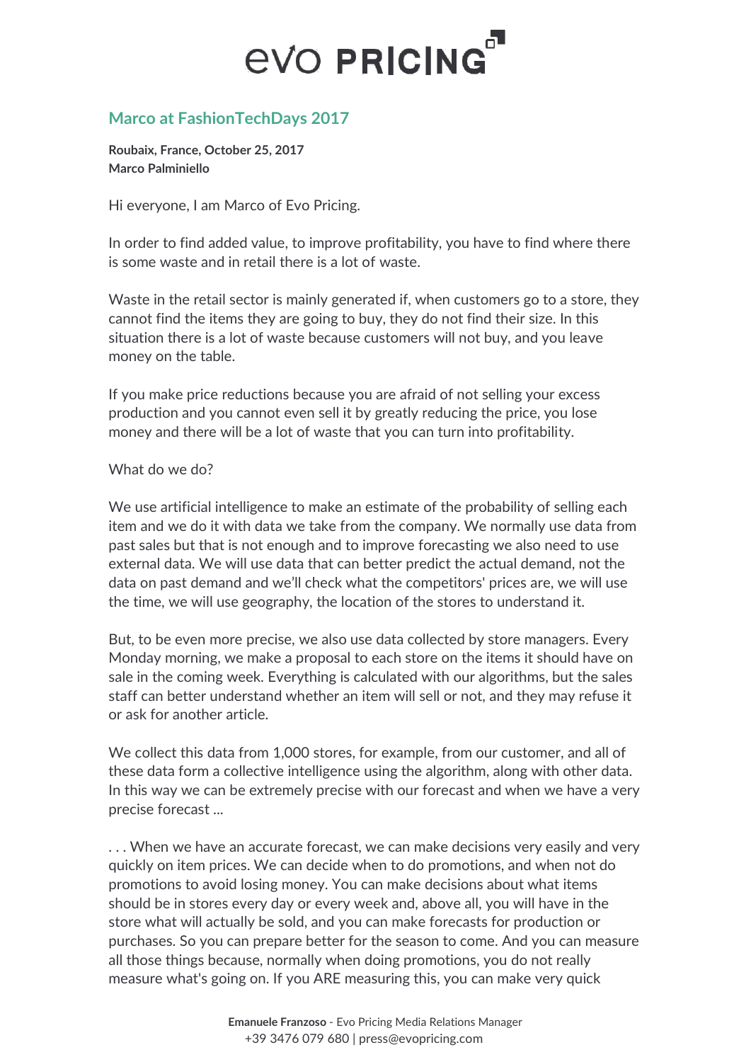## Marco at FashionTechDays 2017

**Roubaix, France, October 25, 2017**
**Marco Palminiello**

Hi everyone, I am Marco of Evo Pricing.

In order to find added value, to improve profitability, you have to find where there is some waste and in retail there is a lot of waste.

Waste in the retail sector is mainly generated if, when customers go to a store, they cannot find the items they are going to buy, they do not find their size. In this situation there is a lot of waste because customers will not buy, and you leave money on the table.

If you make price reductions because you are afraid of not selling your excess production and you cannot even sell it by greatly reducing the price, you lose money and there will be a lot of waste that you can turn into profitability.

What do we do?

We use artificial intelligence to make an estimate of the probability of selling each item and we do it with data we take from the company. We normally use data from past sales but that is not enough and to improve forecasting we also need to use external data. We will use data that can better predict the actual demand, not the data on past demand and we'll check what the competitors' prices are, we will use the time, we will use geography, the location of the stores to understand it.

But, to be even more precise, we also use data collected by store managers. Every Monday morning, we make a proposal to each store on the items it should have on sale in the coming week. Everything is calculated with our algorithms, but the sales staff can better understand whether an item will sell or not, and they may refuse it or ask for another article.

We collect this data from 1,000 stores, for example, from our customer, and all of these data form a collective intelligence using the algorithm, along with other data. In this way we can be extremely precise with our forecast and when we have a very precise forecast ...

. . . When we have an accurate forecast, we can make decisions very easily and very quickly on item prices. We can decide when to do promotions, and when not do promotions to avoid losing money. You can make decisions about what items should be in stores every day or every week and, above all, you will have in the store what will actually be sold, and you can make forecasts for production or purchases. So you can prepare better for the season to come. And you can measure all those things because, normally when doing promotions, you do not really measure what's going on. If you ARE measuring this, you can make very quick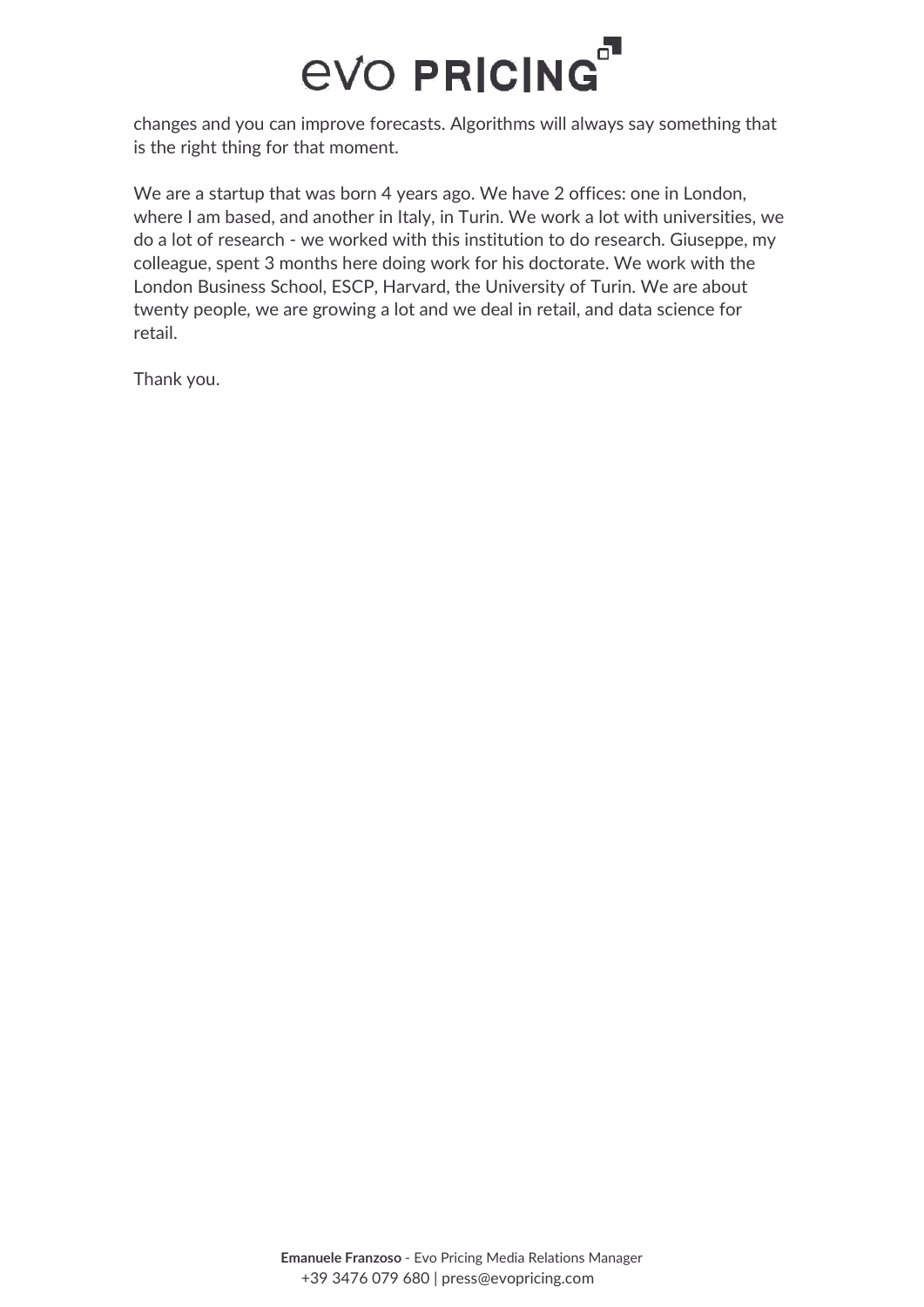changes and you can improve forecasts. Algorithms will always say something that is the right thing for that moment.

We are a startup that was born 4 years ago. We have 2 offices: one in London, where I am based, and another in Italy, in Turin. We work a lot with universities, we do a lot of research - we worked with this institution to do research. Giuseppe, my colleague, spent 3 months here doing work for his doctorate. We work with the London Business School, ESCP, Harvard, the University of Turin. We are about twenty people, we are growing a lot and we deal in retail, and data science for retail.

Thank you.